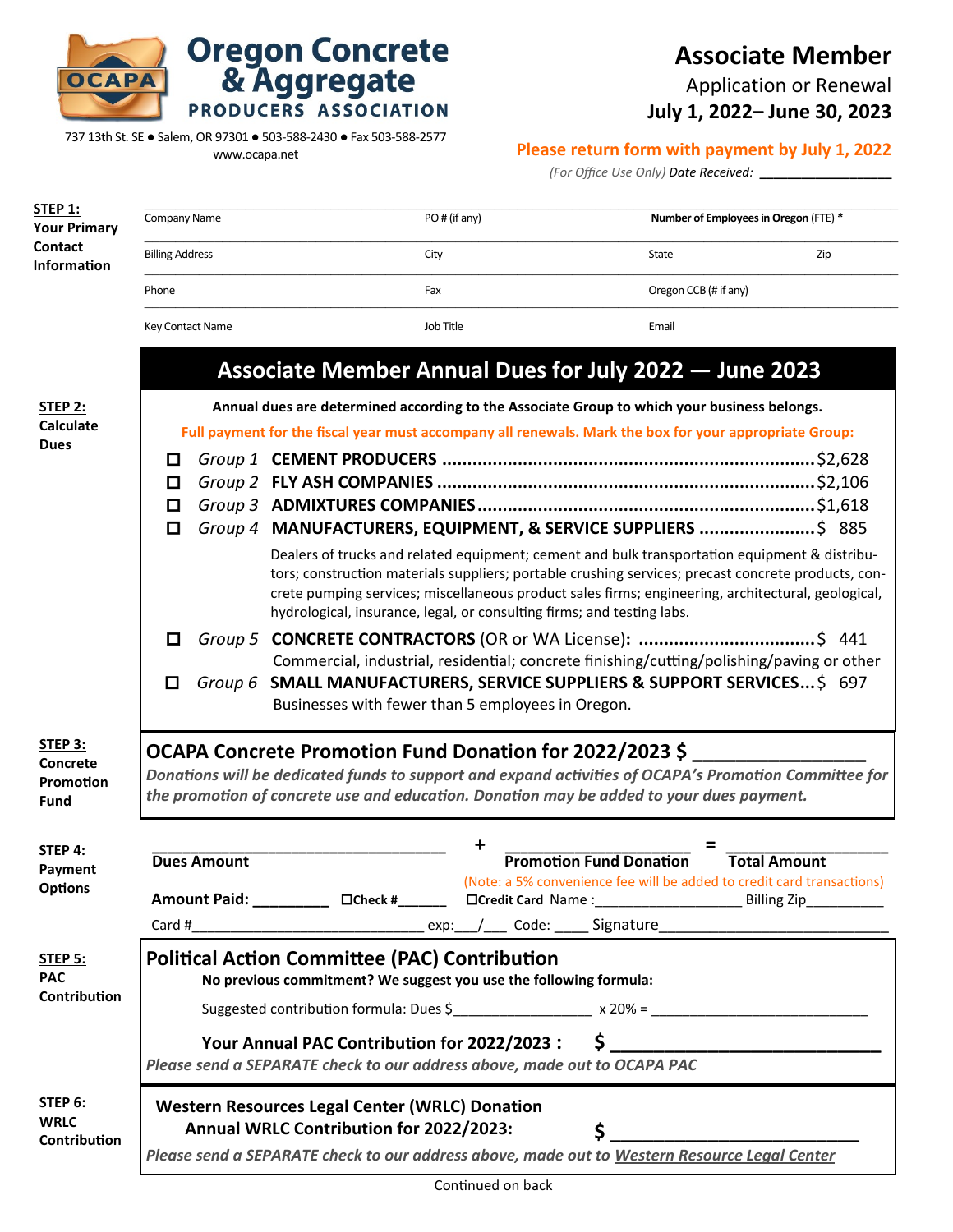# Oregon Concrete & Aggregate PRODUCERS ASSOCIATION

737 13th St. SE ● Salem, OR 97301 ● 503-588-2430 ● Fax 503-588-2577
www.ocapa.net

## Associate Member

Application or Renewal

**July 1, 2022– June 30, 2023**

**Please return form with payment by July 1, 2022**

*(For Office Use Only) Date Received:* ________________

**STEP 1: Your Primary Contact Information**

| Company Name | PO # (if any) | **Number of Employees in Oregon** (FTE) * | |
|---|---|---|---|
| Billing Address | City | State | Zip |
| Phone | Fax | Oregon CCB (# if any) | |
| Key Contact Name | Job Title | Email | |

## Associate Member Annual Dues for July 2022 — June 2023

**STEP 2: Calculate Dues**

**Annual dues are determined according to the Associate Group to which your business belongs.**

**Full payment for the fiscal year must accompany all renewals. Mark the box for your appropriate Group:**

- ☐ *Group 1* **CEMENT PRODUCERS** ........................................ $2,628
- ☐ *Group 2* **FLY ASH COMPANIES** ........................................ $2,106
- ☐ *Group 3* **ADMIXTURES COMPANIES** ........................................ $1,618
- ☐ *Group 4* **MANUFACTURERS, EQUIPMENT, & SERVICE SUPPLIERS** ...................... $ 885

  Dealers of trucks and related equipment; cement and bulk transportation equipment & distributors; construction materials suppliers; portable crushing services; precast concrete products, concrete pumping services; miscellaneous product sales firms; engineering, architectural, geological, hydrological, insurance, legal, or consulting firms; and testing labs.

- ☐ *Group 5* **CONCRETE CONTRACTORS** (OR or WA License)**:** .................................. $ 441

  Commercial, industrial, residential; concrete finishing/cutting/polishing/paving or other

- ☐ *Group 6* **SMALL MANUFACTURERS, SERVICE SUPPLIERS & SUPPORT SERVICES**...$ 697

  Businesses with fewer than 5 employees in Oregon.

**STEP 3: Concrete Promotion Fund**

### OCAPA Concrete Promotion Fund Donation for 2022/2023 $ ________________

***Donations will be dedicated funds to support and expand activities of OCAPA's Promotion Committee for the promotion of concrete use and education. Donation may be added to your dues payment.***

**STEP 4: Payment Options**

___________________________ + ____________________ = __________________

**Dues Amount** **Promotion Fund Donation** **Total Amount**

(Note: a 5% convenience fee will be added to credit card transactions)

**Amount Paid:** _________ ☐**Check #**______ ☐**Credit Card** Name :__________________ Billing Zip_________

Card #___________________________ exp:___/___ Code: ____ Signature___________________________

**STEP 5: PAC Contribution**

### Political Action Committee (PAC) Contribution

**No previous commitment? We suggest you use the following formula:**

Suggested contribution formula: Dues $_________________ x 20% = ___________________________

**Your Annual PAC Contribution for 2022/2023 :** **$** ___________________________

***Please send a SEPARATE check to our address above, made out to OCAPA PAC***

**STEP 6: WRLC Contribution**

**Western Resources Legal Center (WRLC) Donation**

**Annual WRLC Contribution for 2022/2023:** **$** _________________________

***Please send a SEPARATE check to our address above, made out to Western Resource Legal Center***

Continued on back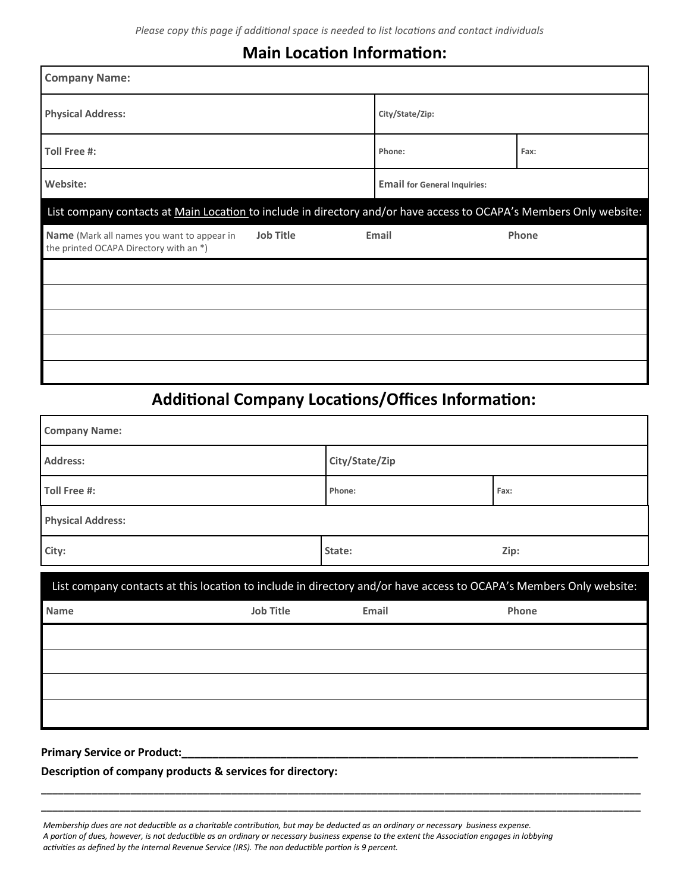*Please copy this page if additional space is needed to list locations and contact individuals*

## Main Location Information:

| | | |
|---|---|---|
| **Company Name:** | | |
| **Physical Address:** | City/State/Zip: | |
| **Toll Free #:** | Phone: | Fax: |
| **Website:** | **Email** for General Inquiries: | |

List company contacts at <u>Main Location</u> to include in directory and/or have access to OCAPA's Members Only website:

| **Name** (Mark all names you want to appear in the printed OCAPA Directory with an *) | **Job Title** | **Email** | **Phone** |
|---|---|---|---|
| | | | |
| | | | |
| | | | |
| | | | |
| | | | |

## Additional Company Locations/Offices Information:

| | | |
|---|---|---|
| **Company Name:** | | |
| **Address:** | **City/State/Zip** | |
| **Toll Free #:** | Phone: | Fax: |
| **Physical Address:** | | |
| **City:** | **State:** | **Zip:** |

List company contacts at this location to include in directory and/or have access to OCAPA's Members Only website:

| **Name** | **Job Title** | **Email** | **Phone** |
|---|---|---|---|
| | | | |
| | | | |
| | | | |
| | | | |

**Primary Service or Product:**_______________________________________________________________________________

**Description of company products & services for directory:**

_____________________________________________________________________________________________________

_____________________________________________________________________________________________________

*Membership dues are not deductible as a charitable contribution, but may be deducted as an ordinary or necessary business expense. A portion of dues, however, is not deductible as an ordinary or necessary business expense to the extent the Association engages in lobbying activities as defined by the Internal Revenue Service (IRS). The non deductible portion is 9 percent.*